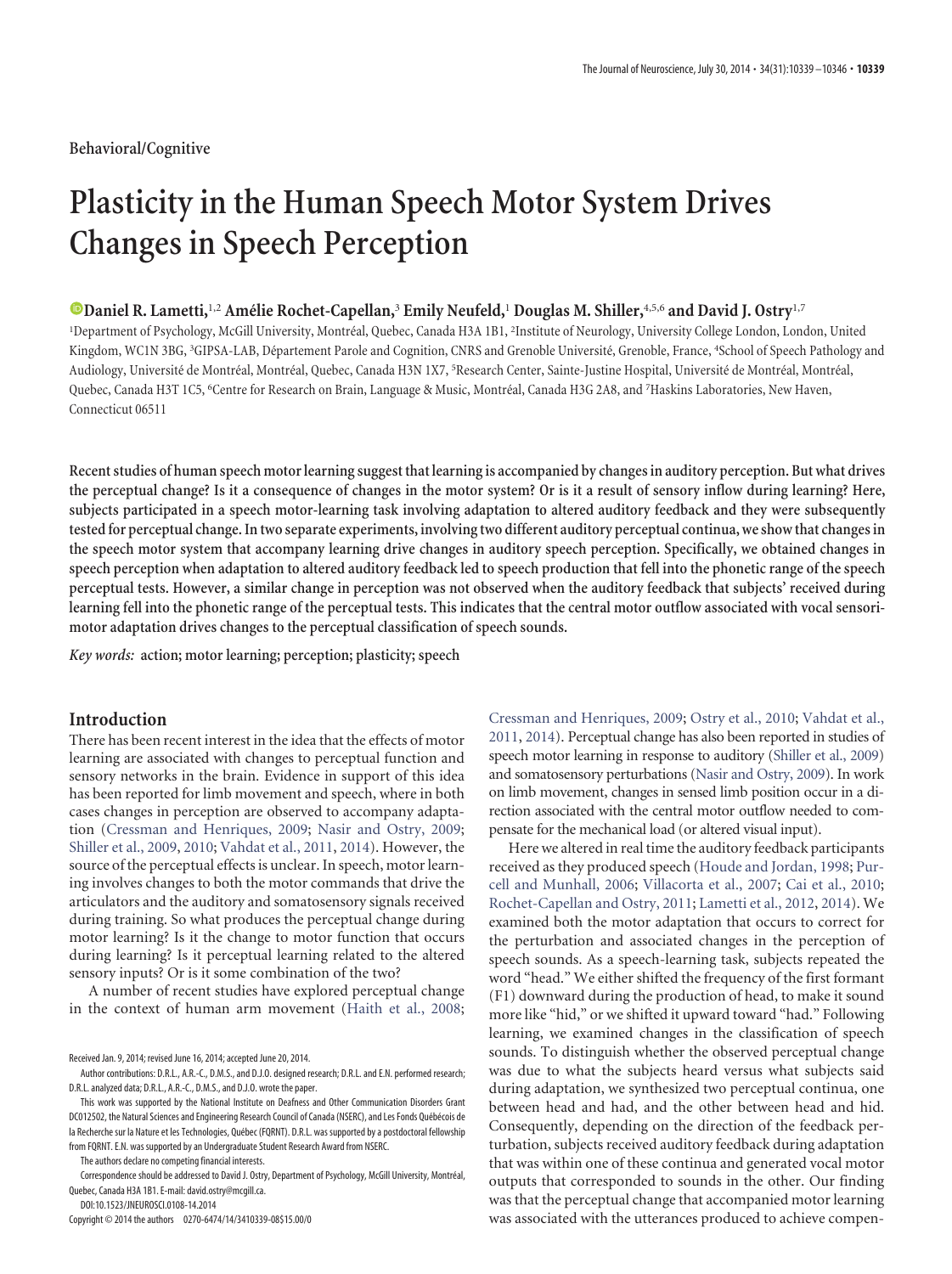Behavioral/Cognitive

# Plasticity in the Human Speech Motor System Drives Changes in Speech Perception

**Daniel R. Lametti,[1,2] Amélie Rochet-Capellan,[3] Emily Neufeld,[1] Douglas M. Shiller,[4,5,6] and David J. Ostry[1,7]**

[1]Department of Psychology, McGill University, Montréal, Quebec, Canada H3A 1B1, [2]Institute of Neurology, University College London, London, United Kingdom, WC1N 3BG, [3]GIPSA-LAB, Département Parole and Cognition, CNRS and Grenoble Université, Grenoble, France, [4]School of Speech Pathology and Audiology, Université de Montréal, Montréal, Quebec, Canada H3N 1X7, [5]Research Center, Sainte-Justine Hospital, Université de Montréal, Montréal, Quebec, Canada H3T 1C5, [6]Centre for Research on Brain, Language & Music, Montréal, Canada H3G 2A8, and [7]Haskins Laboratories, New Haven, Connecticut 06511

**Recent studies of human speech motor learning suggest that learning is accompanied by changes in auditory perception. But what drives the perceptual change? Is it a consequence of changes in the motor system? Or is it a result of sensory inflow during learning? Here, subjects participated in a speech motor-learning task involving adaptation to altered auditory feedback and they were subsequently tested for perceptual change. In two separate experiments, involving two different auditory perceptual continua, we show that changes in the speech motor system that accompany learning drive changes in auditory speech perception. Specifically, we obtained changes in speech perception when adaptation to altered auditory feedback led to speech production that fell into the phonetic range of the speech perceptual tests. However, a similar change in perception was not observed when the auditory feedback that subjects' received during learning fell into the phonetic range of the perceptual tests. This indicates that the central motor outflow associated with vocal sensorimotor adaptation drives changes to the perceptual classification of speech sounds.**

***Key words:*** **action; motor learning; perception; plasticity; speech**

## Introduction

There has been recent interest in the idea that the effects of motor learning are associated with changes to perceptual function and sensory networks in the brain. Evidence in support of this idea has been reported for limb movement and speech, where in both cases changes in perception are observed to accompany adaptation (Cressman and Henriques, 2009; Nasir and Ostry, 2009; Shiller et al., 2009, 2010; Vahdat et al., 2011, 2014). However, the source of the perceptual effects is unclear. In speech, motor learning involves changes to both the motor commands that drive the articulators and the auditory and somatosensory signals received during training. So what produces the perceptual change during motor learning? Is it the change to motor function that occurs during learning? Is it perceptual learning related to the altered sensory inputs? Or is it some combination of the two?

A number of recent studies have explored perceptual change in the context of human arm movement (Haith et al., 2008; Cressman and Henriques, 2009; Ostry et al., 2010; Vahdat et al., 2011, 2014). Perceptual change has also been reported in studies of speech motor learning in response to auditory (Shiller et al., 2009) and somatosensory perturbations (Nasir and Ostry, 2009). In work on limb movement, changes in sensed limb position occur in a direction associated with the central motor outflow needed to compensate for the mechanical load (or altered visual input).

Here we altered in real time the auditory feedback participants received as they produced speech (Houde and Jordan, 1998; Purcell and Munhall, 2006; Villacorta et al., 2007; Cai et al., 2010; Rochet-Capellan and Ostry, 2011; Lametti et al., 2012, 2014). We examined both the motor adaptation that occurs to correct for the perturbation and associated changes in the perception of speech sounds. As a speech-learning task, subjects repeated the word "head." We either shifted the frequency of the first formant (F1) downward during the production of head, to make it sound more like "hid," or we shifted it upward toward "had." Following learning, we examined changes in the classification of speech sounds. To distinguish whether the observed perceptual change was due to what the subjects heard versus what subjects said during adaptation, we synthesized two perceptual continua, one between head and had, and the other between head and hid. Consequently, depending on the direction of the feedback perturbation, subjects received auditory feedback during adaptation that was within one of these continua and generated vocal motor outputs that corresponded to sounds in the other. Our finding was that the perceptual change that accompanied motor learning was associated with the utterances produced to achieve compen-

Received Jan. 9, 2014; revised June 16, 2014; accepted June 20, 2014.

Author contributions: D.R.L., A.R.-C., D.M.S., and D.J.O. designed research; D.R.L. and E.N. performed research; D.R.L. analyzed data; D.R.L., A.R.-C., D.M.S., and D.J.O. wrote the paper.

This work was supported by the National Institute on Deafness and Other Communication Disorders Grant DC012502, the Natural Sciences and Engineering Research Council of Canada (NSERC), and Les Fonds Québécois de la Recherche sur la Nature et les Technologies, Québec (FQRNT). D.R.L. was supported by a postdoctoral fellowship from FQRNT. E.N. was supported by an Undergraduate Student Research Award from NSERC.

The authors declare no competing financial interests.

Correspondence should be addressed to David J. Ostry, Department of Psychology, McGill University, Montréal, Quebec, Canada H3A 1B1. E-mail: david.ostry@mcgill.ca.

DOI:10.1523/JNEUROSCI.0108-14.2014

Copyright © 2014 the authors 0270-6474/14/3410339-08$15.00/0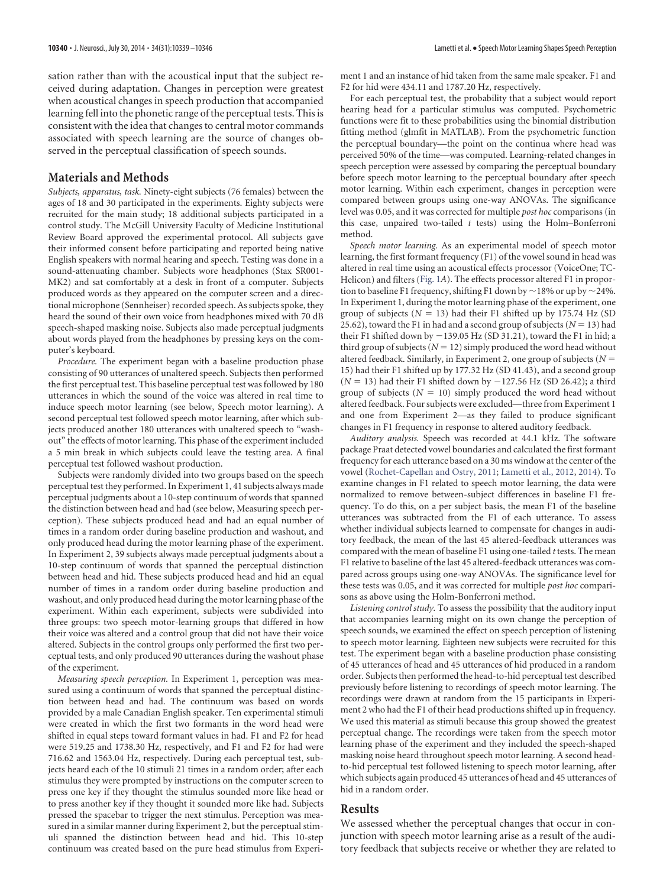sation rather than with the acoustical input that the subject received during adaptation. Changes in perception were greatest when acoustical changes in speech production that accompanied learning fell into the phonetic range of the perceptual tests. This is consistent with the idea that changes to central motor commands associated with speech learning are the source of changes observed in the perceptual classification of speech sounds.

## Materials and Methods

*Subjects, apparatus, task.* Ninety-eight subjects (76 females) between the ages of 18 and 30 participated in the experiments. Eighty subjects were recruited for the main study; 18 additional subjects participated in a control study. The McGill University Faculty of Medicine Institutional Review Board approved the experimental protocol. All subjects gave their informed consent before participating and reported being native English speakers with normal hearing and speech. Testing was done in a sound-attenuating chamber. Subjects wore headphones (Stax SR001-MK2) and sat comfortably at a desk in front of a computer. Subjects produced words as they appeared on the computer screen and a directional microphone (Sennheiser) recorded speech. As subjects spoke, they heard the sound of their own voice from headphones mixed with 70 dB speech-shaped masking noise. Subjects also made perceptual judgments about words played from the headphones by pressing keys on the computer's keyboard.

*Procedure.* The experiment began with a baseline production phase consisting of 90 utterances of unaltered speech. Subjects then performed the first perceptual test. This baseline perceptual test was followed by 180 utterances in which the sound of the voice was altered in real time to induce speech motor learning (see below, Speech motor learning). A second perceptual test followed speech motor learning, after which subjects produced another 180 utterances with unaltered speech to "washout" the effects of motor learning. This phase of the experiment included a 5 min break in which subjects could leave the testing area. A final perceptual test followed washout production.

Subjects were randomly divided into two groups based on the speech perceptual test they performed. In Experiment 1, 41 subjects always made perceptual judgments about a 10-step continuum of words that spanned the distinction between head and had (see below, Measuring speech perception). These subjects produced head and had an equal number of times in a random order during baseline production and washout, and only produced head during the motor learning phase of the experiment. In Experiment 2, 39 subjects always made perceptual judgments about a 10-step continuum of words that spanned the perceptual distinction between head and hid. These subjects produced head and hid an equal number of times in a random order during baseline production and washout, and only produced head during the motor learning phase of the experiment. Within each experiment, subjects were subdivided into three groups: two speech motor-learning groups that differed in how their voice was altered and a control group that did not have their voice altered. Subjects in the control groups only performed the first two perceptual tests, and only produced 90 utterances during the washout phase of the experiment.

*Measuring speech perception.* In Experiment 1, perception was measured using a continuum of words that spanned the perceptual distinction between head and had. The continuum was based on words provided by a male Canadian English speaker. Ten experimental stimuli were created in which the first two formants in the word head were shifted in equal steps toward formant values in had. F1 and F2 for head were 519.25 and 1738.30 Hz, respectively, and F1 and F2 for had were 716.62 and 1563.04 Hz, respectively. During each perceptual test, subjects heard each of the 10 stimuli 21 times in a random order; after each stimulus they were prompted by instructions on the computer screen to press one key if they thought the stimulus sounded more like head or to press another key if they thought it sounded more like had. Subjects pressed the spacebar to trigger the next stimulus. Perception was measured in a similar manner during Experiment 2, but the perceptual stimuli spanned the distinction between head and hid. This 10-step continuum was created based on the pure head stimulus from Experiment 1 and an instance of hid taken from the same male speaker. F1 and F2 for hid were 434.11 and 1787.20 Hz, respectively.

For each perceptual test, the probability that a subject would report hearing head for a particular stimulus was computed. Psychometric functions were fit to these probabilities using the binomial distribution fitting method (glmfit in MATLAB). From the psychometric function the perceptual boundary—the point on the continua where head was perceived 50% of the time—was computed. Learning-related changes in speech perception were assessed by comparing the perceptual boundary before speech motor learning to the perceptual boundary after speech motor learning. Within each experiment, changes in perception were compared between groups using one-way ANOVAs. The significance level was 0.05, and it was corrected for multiple *post hoc* comparisons (in this case, unpaired two-tailed $t$ tests) using the Holm–Bonferroni method.

*Speech motor learning.* As an experimental model of speech motor learning, the first formant frequency (F1) of the vowel sound in head was altered in real time using an acoustical effects processor (VoiceOne; TC-Helicon) and filters (Fig. 1*A*). The effects processor altered F1 in proportion to baseline F1 frequency, shifting F1 down by ~18% or up by ~24%. In Experiment 1, during the motor learning phase of the experiment, one group of subjects ($N = 13$) had their F1 shifted up by 175.74 Hz (SD 25.62), toward the F1 in had and a second group of subjects ($N = 13$) had their F1 shifted down by −139.05 Hz (SD 31.21), toward the F1 in hid; a third group of subjects ($N = 12$) simply produced the word head without altered feedback. Similarly, in Experiment 2, one group of subjects ($N = 15$) had their F1 shifted up by 177.32 Hz (SD 41.43), and a second group ($N = 13$) had their F1 shifted down by −127.56 Hz (SD 26.42); a third group of subjects ($N = 10$) simply produced the word head without altered feedback. Four subjects were excluded—three from Experiment 1 and one from Experiment 2—as they failed to produce significant changes in F1 frequency in response to altered auditory feedback.

*Auditory analysis.* Speech was recorded at 44.1 kHz. The software package Praat detected vowel boundaries and calculated the first formant frequency for each utterance based on a 30 ms window at the center of the vowel (Rochet-Capellan and Ostry, 2011; Lametti et al., 2012, 2014). To examine changes in F1 related to speech motor learning, the data were normalized to remove between-subject differences in baseline F1 frequency. To do this, on a per subject basis, the mean F1 of the baseline utterances was subtracted from the F1 of each utterance. To assess whether individual subjects learned to compensate for changes in auditory feedback, the mean of the last 45 altered-feedback utterances was compared with the mean of baseline F1 using one-tailed $t$ tests. The mean F1 relative to baseline of the last 45 altered-feedback utterances was compared across groups using one-way ANOVAs. The significance level for these tests was 0.05, and it was corrected for multiple *post hoc* comparisons as above using the Holm-Bonferroni method.

*Listening control study.* To assess the possibility that the auditory input that accompanies learning might on its own change the perception of speech sounds, we examined the effect on speech perception of listening to speech motor learning. Eighteen new subjects were recruited for this test. The experiment began with a baseline production phase consisting of 45 utterances of head and 45 utterances of hid produced in a random order. Subjects then performed the head-to-hid perceptual test described previously before listening to recordings of speech motor learning. The recordings were drawn at random from the 15 participants in Experiment 2 who had the F1 of their head productions shifted up in frequency. We used this material as stimuli because this group showed the greatest perceptual change. The recordings were taken from the speech motor learning phase of the experiment and they included the speech-shaped masking noise heard throughout speech motor learning. A second head-to-hid perceptual test followed listening to speech motor learning, after which subjects again produced 45 utterances of head and 45 utterances of hid in a random order.

## Results

We assessed whether the perceptual changes that occur in conjunction with speech motor learning arise as a result of the auditory feedback that subjects receive or whether they are related to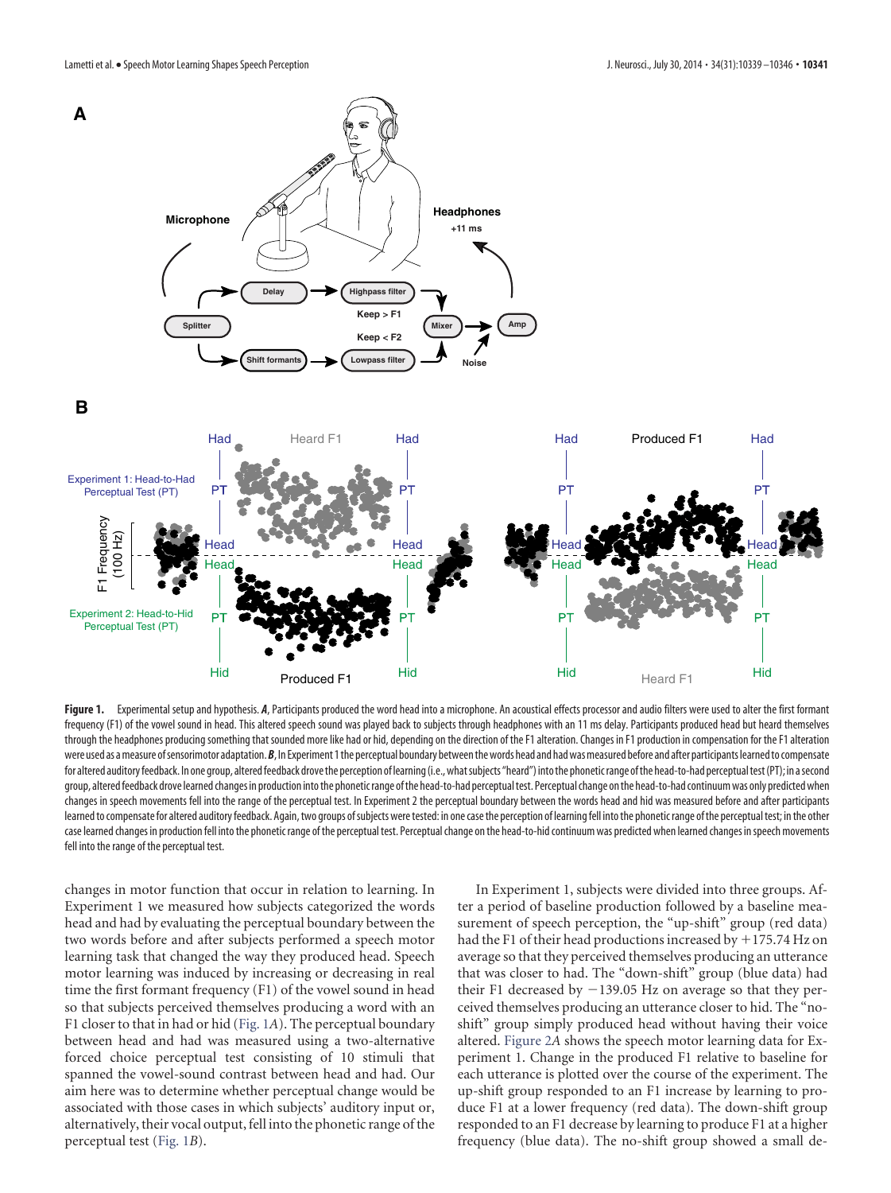**Figure 1.** Experimental setup and hypothesis. ***A***, Participants produced the word head into a microphone. An acoustical effects processor and audio filters were used to alter the first formant frequency (F1) of the vowel sound in head. This altered speech sound was played back to subjects through headphones with an 11 ms delay. Participants produced head but heard themselves through the headphones producing something that sounded more like had or hid, depending on the direction of the F1 alteration. Changes in F1 production in compensation for the F1 alteration were used as a measure of sensorimotor adaptation. ***B***, In Experiment 1 the perceptual boundary between the words head and had was measured before and after participants learned to compensate for altered auditory feedback. In one group, altered feedback drove the perception of learning (i.e., what subjects "heard") into the phonetic range of the head-to-had perceptual test (PT); in a second group, altered feedback drove learned changes in production into the head-to-had perceptual test. Perceptual change on the head-to-had continuum was only predicted when changes in speech movements fell into the range of the perceptual test. In Experiment 2 the perceptual boundary between the words head and hid was measured before and after participants learned to compensate for altered auditory feedback. Again, two groups of subjects were tested: in one case the perception of learning fell into the phonetic range of the perceptual test; in the other case learned changes in production fell into the phonetic range of the perceptual test. Perceptual change on the head-to-hid continuum was predicted when learned changes in speech movements fell into the range of the perceptual test.

changes in motor function that occur in relation to learning. In Experiment 1 we measured how subjects categorized the words head and had by evaluating the perceptual boundary between the two words before and after subjects performed a speech motor learning task that changed the way they produced head. Speech motor learning was induced by increasing or decreasing in real time the first formant frequency (F1) of the vowel sound in head so that subjects perceived themselves producing a word with an F1 closer to that in had or hid (Fig. 1*A*). The perceptual boundary between head and had was measured using a two-alternative forced choice perceptual test consisting of 10 stimuli that spanned the vowel-sound contrast between head and had. Our aim here was to determine whether perceptual change would be associated with those cases in which subjects' auditory input or, alternatively, their vocal output, fell into the phonetic range of the perceptual test (Fig. 1*B*).

In Experiment 1, subjects were divided into three groups. After a period of baseline production followed by a baseline measurement of speech perception, the "up-shift" group (red data) had the F1 of their head productions increased by +175.74 Hz on average so that they perceived themselves producing an utterance that was closer to had. The "down-shift" group (blue data) had their F1 decreased by −139.05 Hz on average so that they perceived themselves producing an utterance closer to hid. The "no-shift" group simply produced head without having their voice altered. Figure 2*A* shows the speech motor learning data for Experiment 1. Change in the produced F1 relative to baseline for each utterance is plotted over the course of the experiment. The up-shift group responded to an F1 increase by learning to produce F1 at a lower frequency (red data). The down-shift group responded to an F1 decrease by learning to produce F1 at a higher frequency (blue data). The no-shift group showed a small de-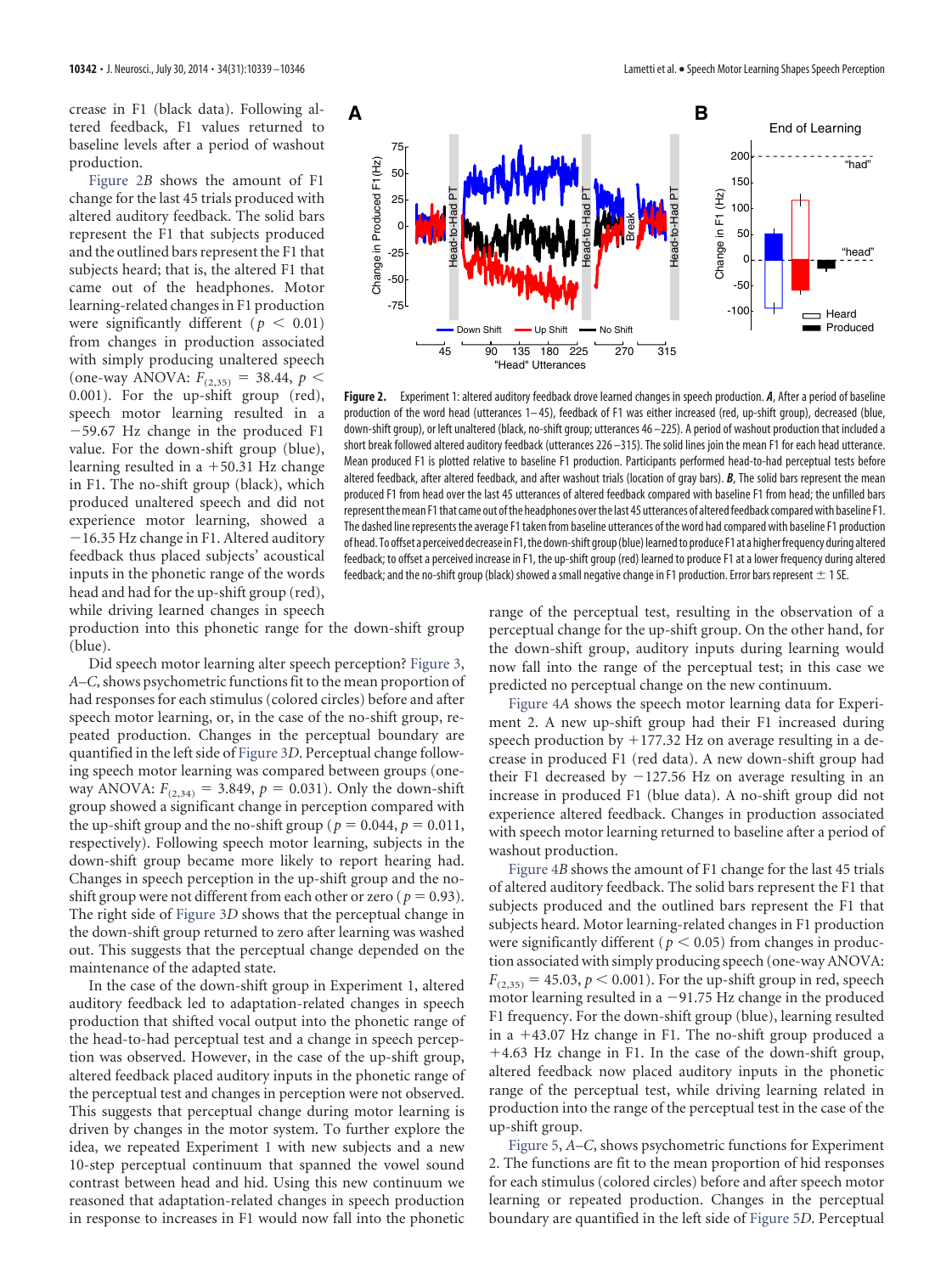crease in F1 (black data). Following altered feedback, F1 values returned to baseline levels after a period of washout production.

Figure 2B shows the amount of F1 change for the last 45 trials produced with altered auditory feedback. The solid bars represent the F1 that subjects produced and the outlined bars represent the F1 that subjects heard; that is, the altered F1 that came out of the headphones. Motor learning-related changes in F1 production were significantly different ($p < 0.01$) from changes in production associated with simply producing unaltered speech (one-way ANOVA: $F_{(2,35)} = 38.44$, $p < 0.001$). For the up-shift group (red), speech motor learning resulted in a −59.67 Hz change in the produced F1 value. For the down-shift group (blue), learning resulted in a +50.31 Hz change in F1. The no-shift group (black), which produced unaltered speech and did not experience motor learning, showed a −16.35 Hz change in F1. Altered auditory feedback thus placed subjects' acoustical inputs in the phonetic range of the words head and had for the up-shift group (red), while driving learned changes in speech production into this phonetic range for the down-shift group (blue).

**Figure 2.** Experiment 1: altered auditory feedback drove learned changes in speech production. ***A***, After a period of baseline production of the word head (utterances 1–45), feedback of F1 was either increased (red, up-shift group), decreased (blue, down-shift group), or left unaltered (black, no-shift group; utterances 46–225). A period of washout production that included a short break followed altered auditory feedback (utterances 226–315). The solid lines join the mean F1 for each head utterance. Mean produced F1 is plotted relative to baseline F1 production. Participants performed head-to-had perceptual tests before altered feedback, after altered feedback, and after washout trials (location of gray bars). ***B***, The solid bars represent the mean produced F1 from head over the last 45 utterances of altered feedback compared with baseline F1 from head; the unfilled bars represent the mean F1 that came out of the headphones over the last 45 utterances of altered feedback compared with baseline F1. The dashed line represents the average F1 taken from baseline utterances of the word had compared with baseline F1 production of head. To offset a perceived decrease in F1, the down-shift group (blue) learned to produce F1 at a higher frequency during altered feedback; to offset a perceived increase in F1, the up-shift group (red) learned to produce F1 at a lower frequency during altered feedback; and the no-shift group (black) showed a small negative change in F1 production. Error bars represent ± 1 SE.

Did speech motor learning alter speech perception? Figure 3, *A–C*, shows psychometric functions fit to the mean proportion of had responses for each stimulus (colored circles) before and after speech motor learning, or, in the case of the no-shift group, repeated production. Changes in the perceptual boundary are quantified in the left side of Figure 3*D*. Perceptual change following speech motor learning was compared between groups (one-way ANOVA: $F_{(2,34)} = 3.849$, $p = 0.031$). Only the down-shift group showed a significant change in perception compared with the up-shift group and the no-shift group ($p = 0.044$, $p = 0.011$, respectively). Following speech motor learning, subjects in the down-shift group became more likely to report hearing had. Changes in speech perception in the up-shift group and the no-shift group were not different from each other or zero ($p = 0.93$). The right side of Figure 3*D* shows that the perceptual change in the down-shift group returned to zero after learning was washed out. This suggests that the perceptual change depended on the maintenance of the adapted state.

In the case of the down-shift group in Experiment 1, altered auditory feedback led to adaptation-related changes in speech production that shifted vocal output into the phonetic range of the head-to-had perceptual test and a change in speech perception was observed. However, in the case of the up-shift group, altered feedback placed auditory inputs in the phonetic range of the perceptual test and changes in perception were not observed. This suggests that perceptual change during motor learning is driven by changes in the motor system. To further explore the idea, we repeated Experiment 1 with new subjects and a new 10-step perceptual continuum that spanned the vowel sound contrast between head and hid. Using this new continuum we reasoned that adaptation-related changes in speech production in response to increases in F1 would now fall into the phonetic range of the perceptual test, resulting in the observation of a perceptual change for the up-shift group. On the other hand, for the down-shift group, auditory inputs during learning would now fall into the range of the perceptual test; in this case we predicted no perceptual change on the new continuum.

Figure 4*A* shows the speech motor learning data for Experiment 2. A new up-shift group had their F1 increased during speech production by +177.32 Hz on average resulting in a decrease in produced F1 (red data). A new down-shift group had their F1 decreased by −127.56 Hz on average resulting in an increase in produced F1 (blue data). A no-shift group did not experience altered feedback. Changes in production associated with speech motor learning returned to baseline after a period of washout production.

Figure 4*B* shows the amount of F1 change for the last 45 trials of altered auditory feedback. The solid bars represent the F1 that subjects produced and the outlined bars represent the F1 that subjects heard. Motor learning-related changes in F1 production were significantly different ($p < 0.05$) from changes in production associated with simply producing speech (one-way ANOVA: $F_{(2,35)} = 45.03$, $p < 0.001$). For the up-shift group in red, speech motor learning resulted in a −91.75 Hz change in the produced F1 frequency. For the down-shift group (blue), learning resulted in a +43.07 Hz change in F1. The no-shift group produced a +4.63 Hz change in F1. In the case of the down-shift group, altered feedback now placed auditory inputs in the phonetic range of the perceptual test, while driving learning related in production into the range of the perceptual test in the case of the up-shift group.

Figure 5, *A–C*, shows psychometric functions for Experiment 2. The functions are fit to the mean proportion of hid responses for each stimulus (colored circles) before and after speech motor learning or repeated production. Changes in the perceptual boundary are quantified in the left side of Figure 5*D*. Perceptual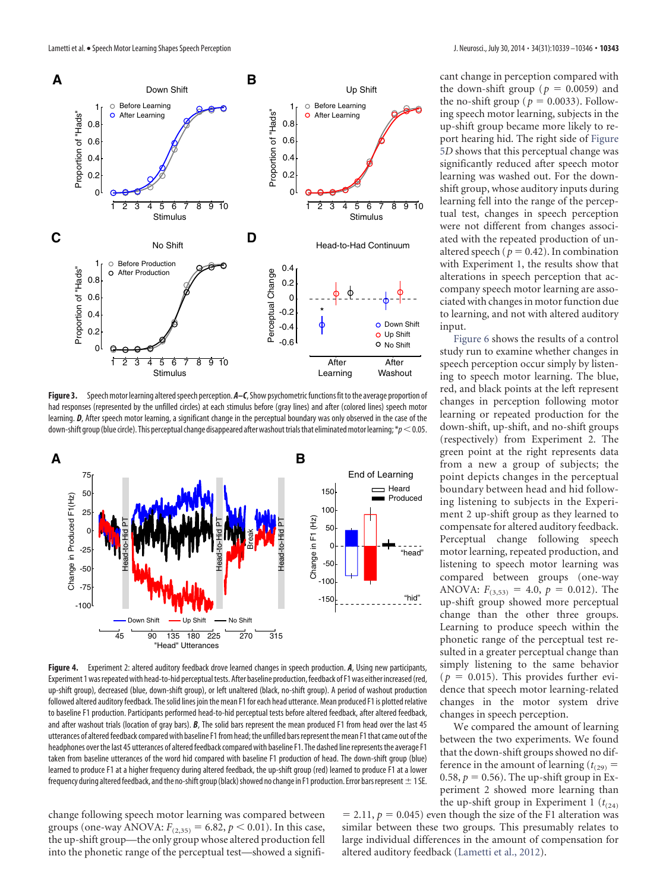Figure 3. Speech motor learning altered speech perception. ***A–C***, Show psychometric functions fit to the average proportion of had responses (represented by the unfilled circles) at each stimulus before (gray lines) and after (colored lines) speech motor learning. ***D***, After speech motor learning, a significant change in the perceptual boundary was only observed in the case of the down-shift group (blue circle). This perceptual change disappeared after washout trials that eliminated motor learning; $^*p < 0.05$.

Figure 4. Experiment 2: altered auditory feedback drove learned changes in speech production. ***A***, Using new participants, Experiment 1 was repeated with head-to-hid perceptual tests. After baseline production, feedback of F1 was either increased (red, up-shift group), decreased (blue, down-shift group), or left unaltered (black, no-shift group). A period of washout production followed altered auditory feedback. The solid lines join the mean F1 for each head utterance. Mean produced F1 is plotted relative to baseline F1 production. Participants performed head-to-hid perceptual tests before altered feedback, after altered feedback, and after washout trials (location of gray bars). ***B***, The solid bars represent the mean produced F1 from head over the last 45 utterances of altered feedback compared with baseline F1 from head; the unfilled bars represent the mean F1 that came out of the headphones over the last 45 utterances of altered feedback compared with baseline F1. The dashed line represents the average F1 taken from baseline utterances of the word hid compared with baseline F1 production of head. The down-shift group (blue) learned to produce F1 at a higher frequency during altered feedback, the up-shift group (red) learned to produce F1 at a lower frequency during altered feedback, and the no-shift group (black) showed no change in F1 production. Error bars represent ± 1 SE.

change following speech motor learning was compared between groups (one-way ANOVA: $F_{(2,35)} = 6.82$, $p < 0.01$). In this case, the up-shift group—the only group whose altered production fell into the phonetic range of the perceptual test—showed a significant change in perception compared with the down-shift group ($p = 0.0059$) and the no-shift group ($p = 0.0033$). Following speech motor learning, subjects in the up-shift group became more likely to report hearing hid. The right side of Figure 5*D* shows that this perceptual change was significantly reduced after speech motor learning was washed out. For the down-shift group, whose auditory inputs during learning fell into the range of the perceptual test, changes in speech perception were not different from changes associated with the repeated production of unaltered speech ($p = 0.42$). In combination with Experiment 1, the results show that alterations in speech perception that accompany speech motor learning are associated with changes in motor function due to learning, and not with altered auditory input.

Figure 6 shows the results of a control study run to examine whether changes in speech perception occur simply by listening to speech motor learning. The blue, red, and black points at the left represent changes in perception following motor learning or repeated production for the down-shift, up-shift, and no-shift groups (respectively) from Experiment 2. The green point at the right represents data from a new a group of subjects; the point depicts changes in the perceptual boundary between head and hid following listening to subjects in the Experiment 2 up-shift group as they learned to compensate for altered auditory feedback. Perceptual change following speech motor learning, repeated production, and listening to speech motor learning was compared between groups (one-way ANOVA: $F_{(3,53)} = 4.0$, $p = 0.012$). The up-shift group showed more perceptual change than the other three groups. Learning to produce speech within the phonetic range of the perceptual test resulted in a greater perceptual change than simply listening to the same behavior ($p = 0.015$). This provides further evidence that speech motor learning-related changes in the motor system drive changes in speech perception.

We compared the amount of learning between the two experiments. We found that the down-shift groups showed no difference in the amount of learning ($t_{(29)} = 0.58$, $p = 0.56$). The up-shift group in Experiment 2 showed more learning than the up-shift group in Experiment 1 ($t_{(24)} = 2.11$, $p = 0.045$) even though the size of the F1 alteration was similar between these two groups. This presumably relates to large individual differences in the amount of compensation for altered auditory feedback (Lametti et al., 2012).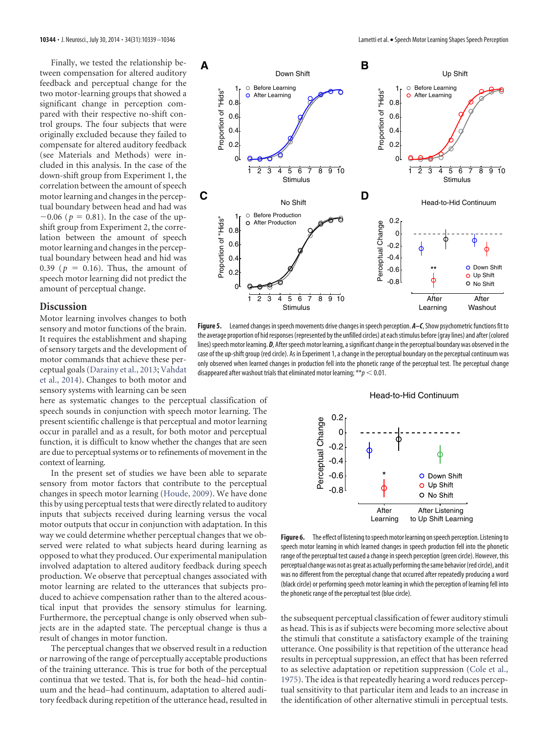Finally, we tested the relationship between compensation for altered auditory feedback and perceptual change for the two motor-learning groups that showed a significant change in perception compared with their respective no-shift control groups. The four subjects that were originally excluded because they failed to compensate for altered auditory feedback (see Materials and Methods) were included in this analysis. In the case of the down-shift group from Experiment 1, the correlation between the amount of speech motor learning and changes in the perceptual boundary between head and had was $-0.06$ ($p = 0.81$). In the case of the up-shift group from Experiment 2, the correlation between the amount of speech motor learning and changes in the perceptual boundary between head and hid was 0.39 ($p = 0.16$). Thus, the amount of speech motor learning did not predict the amount of perceptual change.

## Discussion

Motor learning involves changes to both sensory and motor functions of the brain. It requires the establishment and shaping of sensory targets and the development of motor commands that achieve these perceptual goals (Darainy et al., 2013; Vahdat et al., 2014). Changes to both motor and sensory systems with learning can be seen here as systematic changes to the perceptual classification of speech sounds in conjunction with speech motor learning. The present scientific challenge is that perceptual and motor learning occur in parallel and as a result, for both motor and perceptual function, it is difficult to know whether the changes that are seen are due to perceptual systems or to refinements of movement in the context of learning.

In the present set of studies we have been able to separate sensory from motor factors that contribute to the perceptual changes in speech motor learning (Houde, 2009). We have done this by using perceptual tests that were directly related to auditory inputs that subjects received during learning versus the vocal motor outputs that occur in conjunction with adaptation. In this way we could determine whether perceptual changes that we observed were related to what subjects heard during learning as opposed to what they produced. Our experimental manipulation involved adaptation to altered auditory feedback during speech production. We observe that perceptual changes associated with motor learning are related to the utterances that subjects produced to achieve compensation rather than to the altered acoustical input that provides the sensory stimulus for learning. Furthermore, the perceptual change is only observed when subjects are in the adapted state. The perceptual change is thus a result of changes in motor function.

The perceptual changes that we observed result in a reduction or narrowing of the range of perceptually acceptable productions of the training utterance. This is true for both of the perceptual continua that we tested. That is, for both the head–hid continuum and the head–had continuum, adaptation to altered auditory feedback during repetition of the utterance head, resulted in the subsequent perceptual classification of fewer auditory stimuli as head. This is as if subjects were becoming more selective about the stimuli that constitute a satisfactory example of the training utterance. One possibility is that repetition of the utterance head results in perceptual suppression, an effect that has been referred to as selective adaptation or repetition suppression (Cole et al., 1975). The idea is that repeatedly hearing a word reduces perceptual sensitivity to that particular item and leads to an increase in the identification of other alternative stimuli in perceptual tests.

**Figure 5.** Learned changes in speech movements drive changes in speech perception. ***A–C***, Show psychometric functions fit to the average proportion of hid responses (represented by the unfilled circles) at each stimulus before (gray lines) and after (colored lines) speech motor learning. ***D***, After speech motor learning, a significant change in the perceptual boundary was observed in the case of the up-shift group (red circle). As in Experiment 1, a change in the perceptual boundary on the perceptual continuum was only observed when learned changes in production fell into the phonetic range of the perceptual test. The perceptual change disappeared after washout trials that eliminated motor learning; $^{**}p < 0.01$.

**Figure 6.** The effect of listening to speech motor learning on speech perception. Listening to speech motor learning in which learned changes in speech production fell into the phonetic range of the perceptual test caused a change in speech perception (green circle). However, this perceptual change was not as great as actually performing the same behavior (red circle), and it was no different from the perceptual change that occurred after repeatedly producing a word (black circle) or performing speech motor learning in which the perception of learning fell into the phonetic range of the perceptual test (blue circle).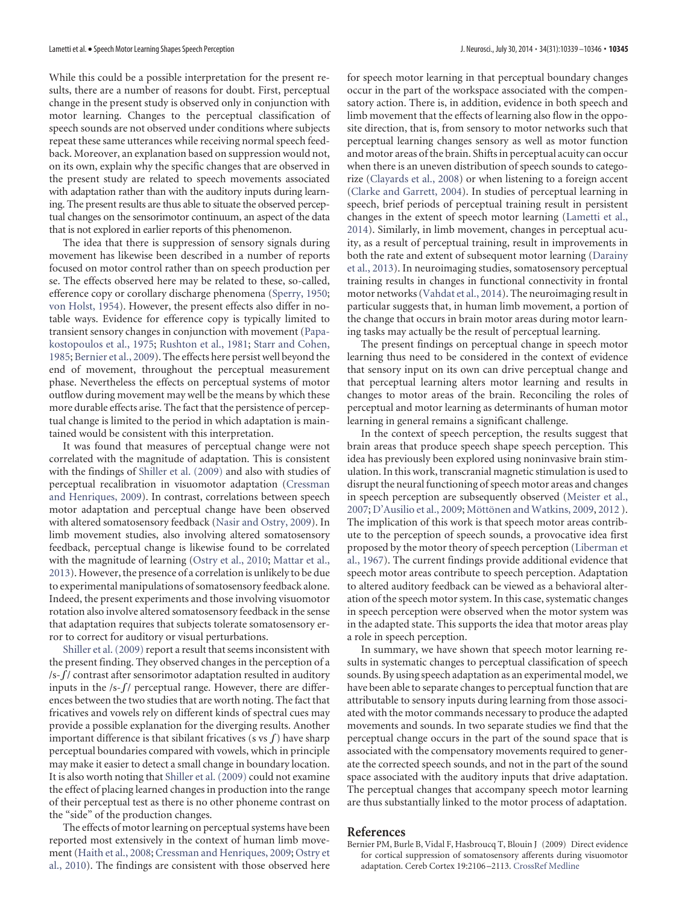While this could be a possible interpretation for the present results, there are a number of reasons for doubt. First, perceptual change in the present study is observed only in conjunction with motor learning. Changes to the perceptual classification of speech sounds are not observed under conditions where subjects repeat these same utterances while receiving normal speech feedback. Moreover, an explanation based on suppression would not, on its own, explain why the specific changes that are observed in the present study are related to speech movements associated with adaptation rather than with the auditory inputs during learning. The present results are thus able to situate the observed perceptual changes on the sensorimotor continuum, an aspect of the data that is not explored in earlier reports of this phenomenon.

The idea that there is suppression of sensory signals during movement has likewise been described in a number of reports focused on motor control rather than on speech production per se. The effects observed here may be related to these, so-called, efference copy or corollary discharge phenomena (Sperry, 1950; von Holst, 1954). However, the present effects also differ in notable ways. Evidence for efference copy is typically limited to transient sensory changes in conjunction with movement (Papakostopoulos et al., 1975; Rushton et al., 1981; Starr and Cohen, 1985; Bernier et al., 2009). The effects here persist well beyond the end of movement, throughout the perceptual measurement phase. Nevertheless the effects on perceptual systems of motor outflow during movement may well be the means by which these more durable effects arise. The fact that the persistence of perceptual change is limited to the period in which adaptation is maintained would be consistent with this interpretation.

It was found that measures of perceptual change were not correlated with the magnitude of adaptation. This is consistent with the findings of Shiller et al. (2009) and also with studies of perceptual recalibration in visuomotor adaptation (Cressman and Henriques, 2009). In contrast, correlations between speech motor adaptation and perceptual change have been observed with altered somatosensory feedback (Nasir and Ostry, 2009). In limb movement studies, also involving altered somatosensory feedback, perceptual change is likewise found to be correlated with the magnitude of learning (Ostry et al., 2010; Mattar et al., 2013). However, the presence of a correlation is unlikely to be due to experimental manipulations of somatosensory feedback alone. Indeed, the present experiments and those involving visuomotor rotation also involve altered somatosensory feedback in the sense that adaptation requires that subjects tolerate somatosensory error to correct for auditory or visual perturbations.

Shiller et al. (2009) report a result that seems inconsistent with the present finding. They observed changes in the perception of a /s-ʃ/ contrast after sensorimotor adaptation resulted in auditory inputs in the /s-ʃ/ perceptual range. However, there are differences between the two studies that are worth noting. The fact that fricatives and vowels rely on different kinds of spectral cues may provide a possible explanation for the diverging results. Another important difference is that sibilant fricatives (s vs ʃ) have sharp perceptual boundaries compared with vowels, which in principle may make it easier to detect a small change in boundary location. It is also worth noting that Shiller et al. (2009) could not examine the effect of placing learned changes in production into the range of their perceptual test as there is no other phoneme contrast on the "side" of the production changes.

The effects of motor learning on perceptual systems have been reported most extensively in the context of human limb movement (Haith et al., 2008; Cressman and Henriques, 2009; Ostry et al., 2010). The findings are consistent with those observed here for speech motor learning in that perceptual boundary changes occur in the part of the workspace associated with the compensatory action. There is, in addition, evidence in both speech and limb movement that the effects of learning also flow in the opposite direction, that is, from sensory to motor networks such that perceptual learning changes sensory as well as motor function and motor areas of the brain. Shifts in perceptual acuity can occur when there is an uneven distribution of speech sounds to categorize (Clayards et al., 2008) or when listening to a foreign accent (Clarke and Garrett, 2004). In studies of perceptual learning in speech, brief periods of perceptual training result in persistent changes in the extent of speech motor learning (Lametti et al., 2014). Similarly, in limb movement, changes in perceptual acuity, as a result of perceptual training, result in improvements in both the rate and extent of subsequent motor learning (Darainy et al., 2013). In neuroimaging studies, somatosensory perceptual training results in changes in functional connectivity in frontal motor networks (Vahdat et al., 2014). The neuroimaging result in particular suggests that, in human limb movement, a portion of the change that occurs in brain motor areas during motor learning tasks may actually be the result of perceptual learning.

The present findings on perceptual change in speech motor learning thus need to be considered in the context of evidence that sensory input on its own can drive perceptual change and that perceptual learning alters motor learning and results in changes to motor areas of the brain. Reconciling the roles of perceptual and motor learning as determinants of human motor learning in general remains a significant challenge.

In the context of speech perception, the results suggest that brain areas that produce speech shape speech perception. This idea has previously been explored using noninvasive brain stimulation. In this work, transcranial magnetic stimulation is used to disrupt the neural functioning of speech motor areas and changes in speech perception are subsequently observed (Meister et al., 2007; D'Ausilio et al., 2009; Möttönen and Watkins, 2009, 2012 ). The implication of this work is that speech motor areas contribute to the perception of speech sounds, a provocative idea first proposed by the motor theory of speech perception (Liberman et al., 1967). The current findings provide additional evidence that speech motor areas contribute to speech perception. Adaptation to altered auditory feedback can be viewed as a behavioral alteration of the speech motor system. In this case, systematic changes in speech perception were observed when the motor system was in the adapted state. This supports the idea that motor areas play a role in speech perception.

In summary, we have shown that speech motor learning results in systematic changes to perceptual classification of speech sounds. By using speech adaptation as an experimental model, we have been able to separate changes to perceptual function that are attributable to sensory inputs during learning from those associated with the motor commands necessary to produce the adapted movements and sounds. In two separate studies we find that the perceptual change occurs in the part of the sound space that is associated with the compensatory movements required to generate the corrected speech sounds, and not in the part of the sound space associated with the auditory inputs that drive adaptation. The perceptual changes that accompany speech motor learning are thus substantially linked to the motor process of adaptation.

## References

Bernier PM, Burle B, Vidal F, Hasbroucq T, Blouin J (2009) Direct evidence for cortical suppression of somatosensory afferents during visuomotor adaptation. Cereb Cortex 19:2106–2113. CrossRef Medline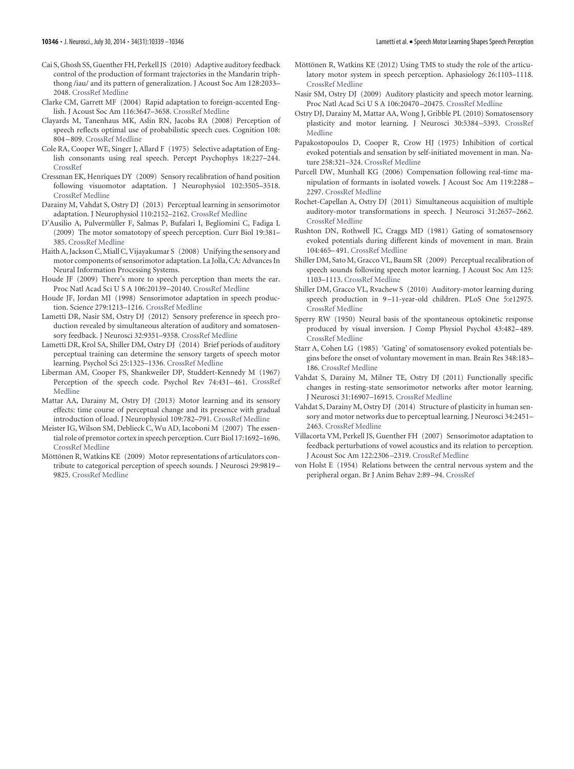Cai S, Ghosh SS, Guenther FH, Perkell JS (2010) Adaptive auditory feedback control of the production of formant trajectories in the Mandarin triphthong /iau/ and its pattern of generalization. J Acoust Soc Am 128:2033–2048. CrossRef Medline

Clarke CM, Garrett MF (2004) Rapid adaptation to foreign-accented English. J Acoust Soc Am 116:3647–3658. CrossRef Medline

Clayards M, Tanenhaus MK, Aslin RN, Jacobs RA (2008) Perception of speech reflects optimal use of probabilistic speech cues. Cognition 108: 804–809. CrossRef Medline

Cole RA, Cooper WE, Singer J, Allard F (1975) Selective adaptation of English consonants using real speech. Percept Psychophys 18:227–244. CrossRef

Cressman EK, Henriques DY (2009) Sensory recalibration of hand position following visuomotor adaptation. J Neurophysiol 102:3505–3518. CrossRef Medline

Darainy M, Vahdat S, Ostry DJ (2013) Perceptual learning in sensorimotor adaptation. J Neurophysiol 110:2152–2162. CrossRef Medline

D'Ausilio A, Pulvermüller F, Salmas P, Bufalari I, Begliomini C, Fadiga L (2009) The motor somatotopy of speech perception. Curr Biol 19:381–385. CrossRef Medline

Haith A, Jackson C, Miall C, Vijayakumar S (2008) Unifying the sensory and motor components of sensorimotor adaptation. La Jolla, CA: Advances In Neural Information Processing Systems.

Houde JF (2009) There's more to speech perception than meets the ear. Proc Natl Acad Sci U S A 106:20139–20140. CrossRef Medline

Houde JF, Jordan MI (1998) Sensorimotor adaptation in speech production. Science 279:1213–1216. CrossRef Medline

Lametti DR, Nasir SM, Ostry DJ (2012) Sensory preference in speech production revealed by simultaneous alteration of auditory and somatosensory feedback. J Neurosci 32:9351–9358. CrossRef Medline

Lametti DR, Krol SA, Shiller DM, Ostry DJ (2014) Brief periods of auditory perceptual training can determine the sensory targets of speech motor learning. Psychol Sci 25:1325–1336. CrossRef Medline

Liberman AM, Cooper FS, Shankweiler DP, Studdert-Kennedy M (1967) Perception of the speech code. Psychol Rev 74:431–461. CrossRef Medline

Mattar AA, Darainy M, Ostry DJ (2013) Motor learning and its sensory effects: time course of perceptual change and its presence with gradual introduction of load. J Neurophysiol 109:782–791. CrossRef Medline

Meister IG, Wilson SM, Deblieck C, Wu AD, Iacoboni M (2007) The essential role of premotor cortex in speech perception. Curr Biol 17:1692–1696. CrossRef Medline

Möttönen R, Watkins KE (2009) Motor representations of articulators contribute to categorical perception of speech sounds. J Neurosci 29:9819–9825. CrossRef Medline

Möttönen R, Watkins KE (2012) Using TMS to study the role of the articulatory motor system in speech perception. Aphasiology 26:1103–1118. CrossRef Medline

Nasir SM, Ostry DJ (2009) Auditory plasticity and speech motor learning. Proc Natl Acad Sci U S A 106:20470–20475. CrossRef Medline

Ostry DJ, Darainy M, Mattar AA, Wong J, Gribble PL (2010) Somatosensory plasticity and motor learning. J Neurosci 30:5384–5393. CrossRef Medline

Papakostopoulos D, Cooper R, Crow HJ (1975) Inhibition of cortical evoked potentials and sensation by self-initiated movement in man. Nature 258:321–324. CrossRef Medline

Purcell DW, Munhall KG (2006) Compensation following real-time manipulation of formants in isolated vowels. J Acoust Soc Am 119:2288–2297. CrossRef Medline

Rochet-Capellan A, Ostry DJ (2011) Simultaneous acquisition of multiple auditory-motor transformations in speech. J Neurosci 31:2657–2662. CrossRef Medline

Rushton DN, Rothwell JC, Craggs MD (1981) Gating of somatosensory evoked potentials during different kinds of movement in man. Brain 104:465–491. CrossRef Medline

Shiller DM, Sato M, Gracco VL, Baum SR (2009) Perceptual recalibration of speech sounds following speech motor learning. J Acoust Soc Am 125: 1103–1113. CrossRef Medline

Shiller DM, Gracco VL, Rvachew S (2010) Auditory-motor learning during speech production in 9–11-year-old children. PLoS One 5:e12975. CrossRef Medline

Sperry RW (1950) Neural basis of the spontaneous optokinetic response produced by visual inversion. J Comp Physiol Psychol 43:482–489. CrossRef Medline

Starr A, Cohen LG (1985) 'Gating' of somatosensory evoked potentials begins before the onset of voluntary movement in man. Brain Res 348:183–186. CrossRef Medline

Vahdat S, Darainy M, Milner TE, Ostry DJ (2011) Functionally specific changes in resting-state sensorimotor networks after motor learning. J Neurosci 31:16907–16915. CrossRef Medline

Vahdat S, Darainy M, Ostry DJ (2014) Structure of plasticity in human sensory and motor networks due to perceptual learning. J Neurosci 34:2451–2463. CrossRef Medline

Villacorta VM, Perkell JS, Guenther FH (2007) Sensorimotor adaptation to feedback perturbations of vowel acoustics and its relation to perception. J Acoust Soc Am 122:2306–2319. CrossRef Medline

von Holst E (1954) Relations between the central nervous system and the peripheral organ. Br J Anim Behav 2:89–94. CrossRef